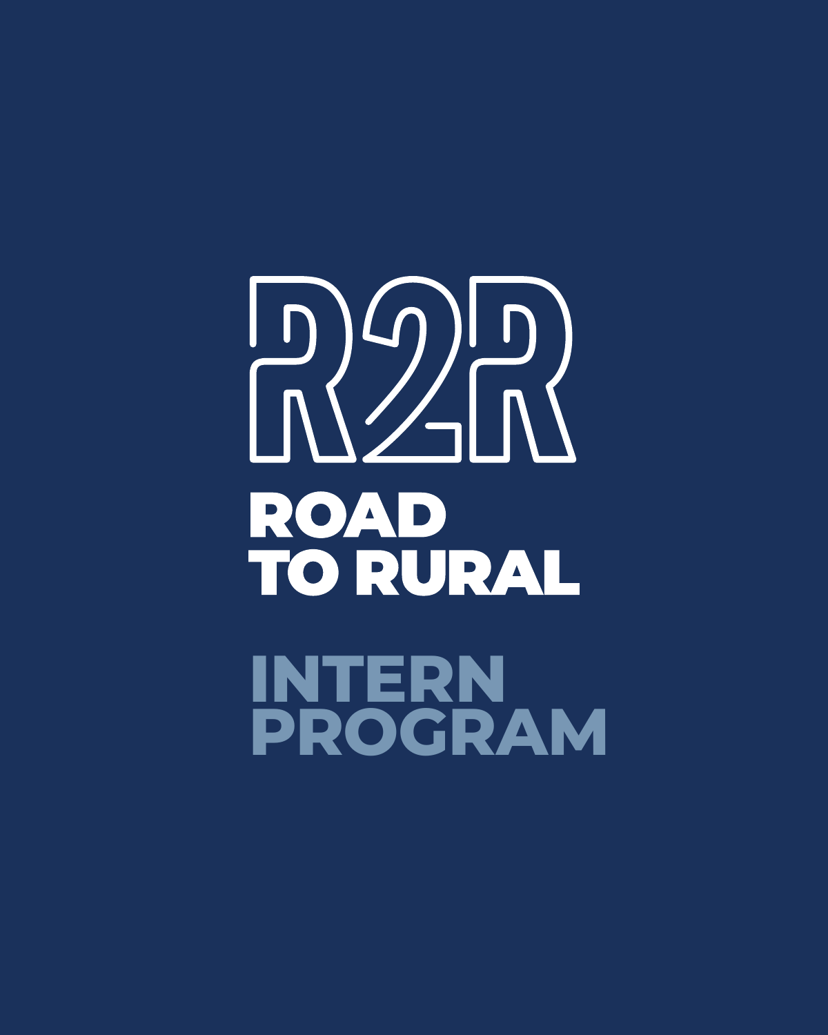# R2R

## ROAD TO RURAL

## INTERN PROGRAM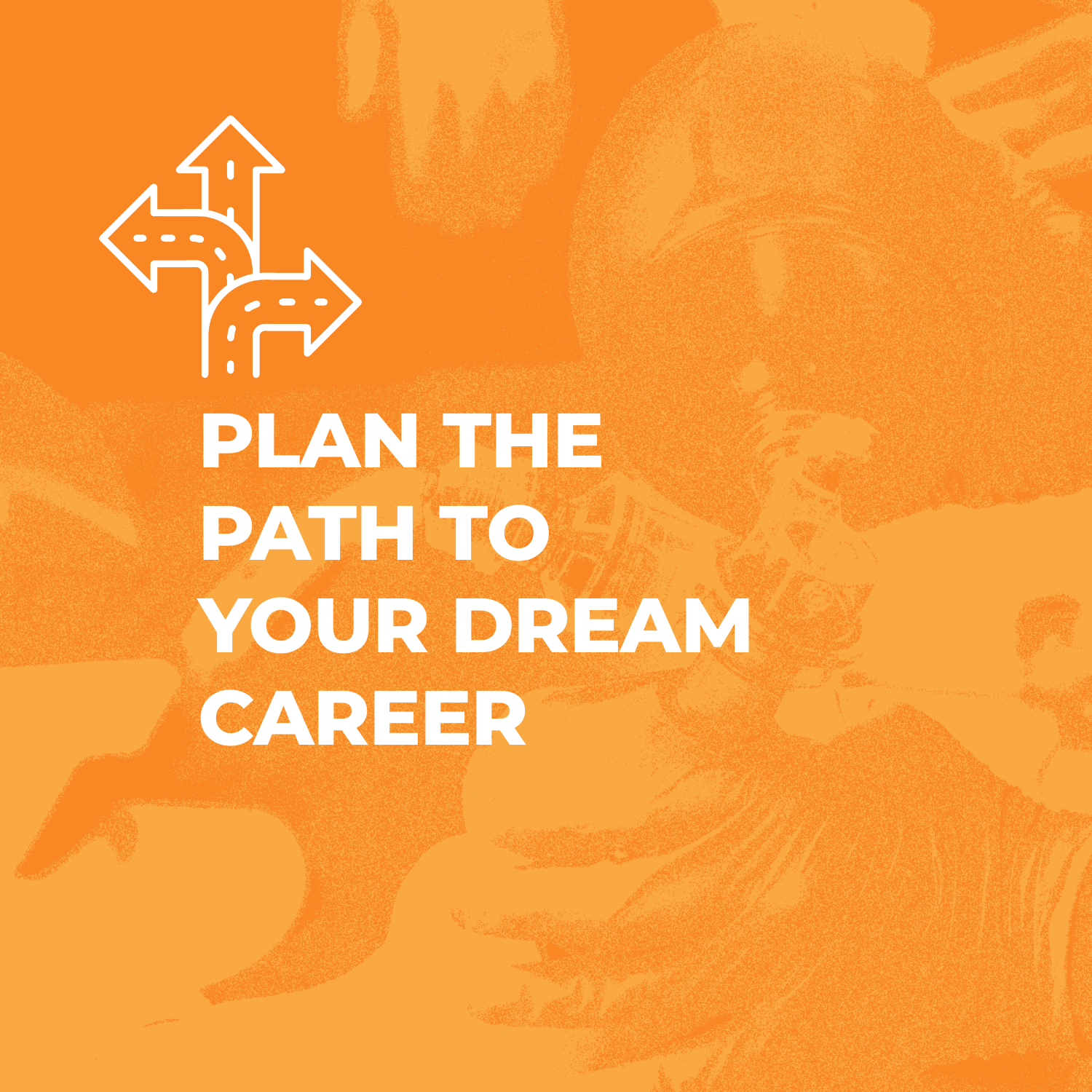# PLAN THE PATH TO YOUR DREAM CAREER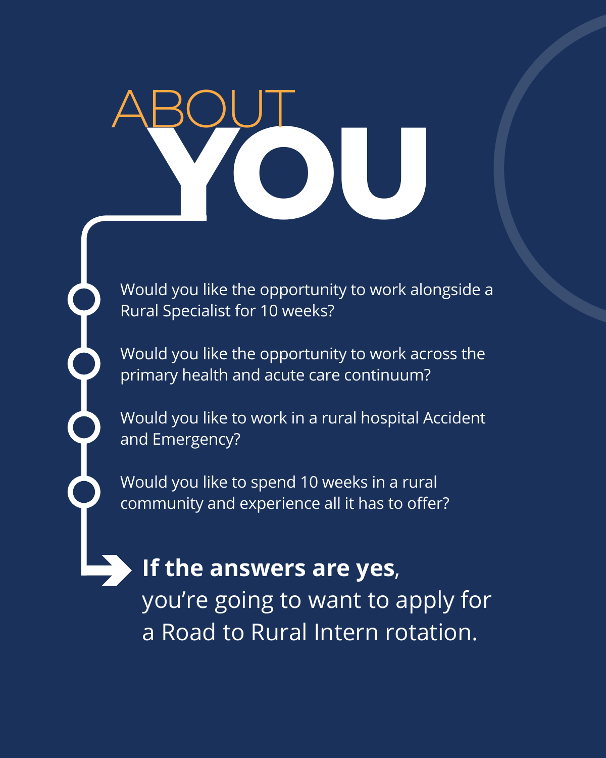# ABOUT YOU

- Would you like the opportunity to work alongside a Rural Specialist for 10 weeks?
- Would you like the opportunity to work across the primary health and acute care continuum?
- Would you like to work in a rural hospital Accident and Emergency?
- Would you like to spend 10 weeks in a rural community and experience all it has to offer?

**If the answers are yes**, you're going to want to apply for a Road to Rural Intern rotation.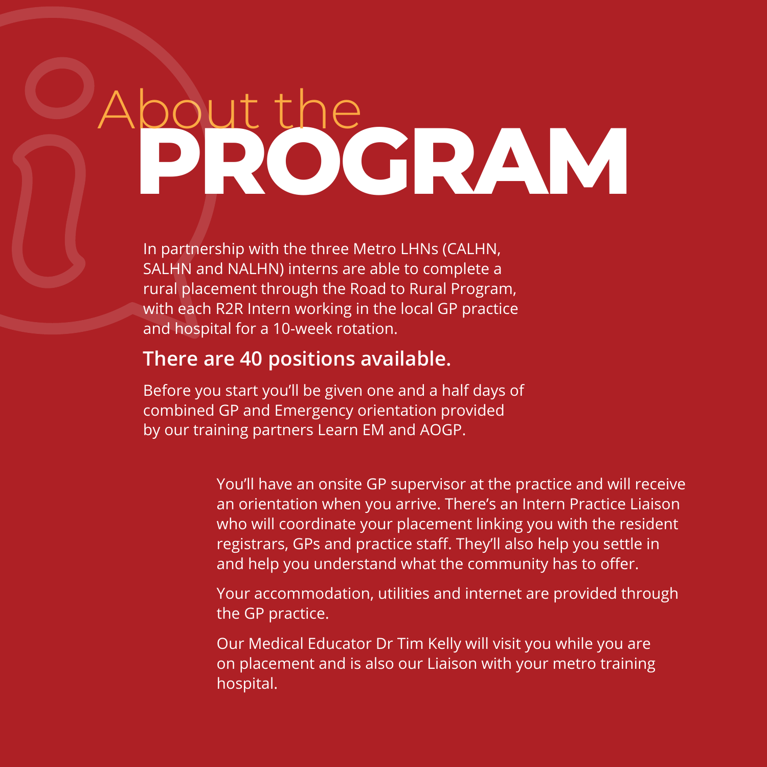# About the PROGRAM

In partnership with the three Metro LHNs (CALHN, SALHN and NALHN) interns are able to complete a rural placement through the Road to Rural Program, with each R2R Intern working in the local GP practice and hospital for a 10-week rotation.

**There are 40 positions available.**

Before you start you'll be given one and a half days of combined GP and Emergency orientation provided by our training partners Learn EM and AOGP.

You'll have an onsite GP supervisor at the practice and will receive an orientation when you arrive. There's an Intern Practice Liaison who will coordinate your placement linking you with the resident registrars, GPs and practice staff. They'll also help you settle in and help you understand what the community has to offer.

Your accommodation, utilities and internet are provided through the GP practice.

Our Medical Educator Dr Tim Kelly will visit you while you are on placement and is also our Liaison with your metro training hospital.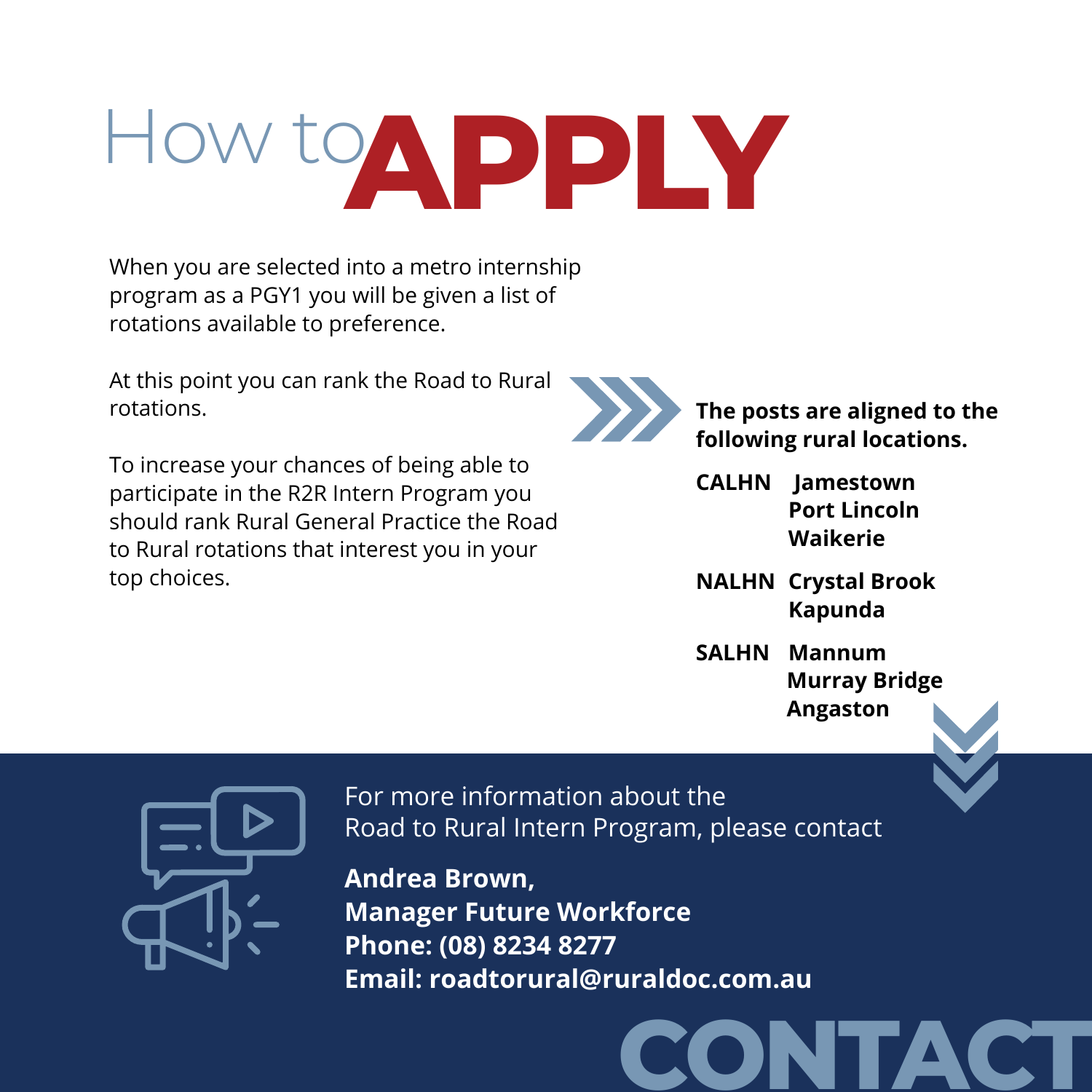# How to APPLY

When you are selected into a metro internship program as a PGY1 you will be given a list of rotations available to preference.

At this point you can rank the Road to Rural rotations.

To increase your chances of being able to participate in the R2R Intern Program you should rank Rural General Practice the Road to Rural rotations that interest you in your top choices.

**The posts are aligned to the following rural locations.**

| | |
|---|---|
| **CALHN** | **Jamestown**<br>**Port Lincoln**<br>**Waikerie** |
| **NALHN** | **Crystal Brook**<br>**Kapunda** |
| **SALHN** | **Mannum**<br>**Murray Bridge**<br>**Angaston** |

## CONTACT

For more information about the Road to Rural Intern Program, please contact

**Andrea Brown,**
**Manager Future Workforce**
**Phone: (08) 8234 8277**
**Email: roadtorural@ruraldoc.com.au**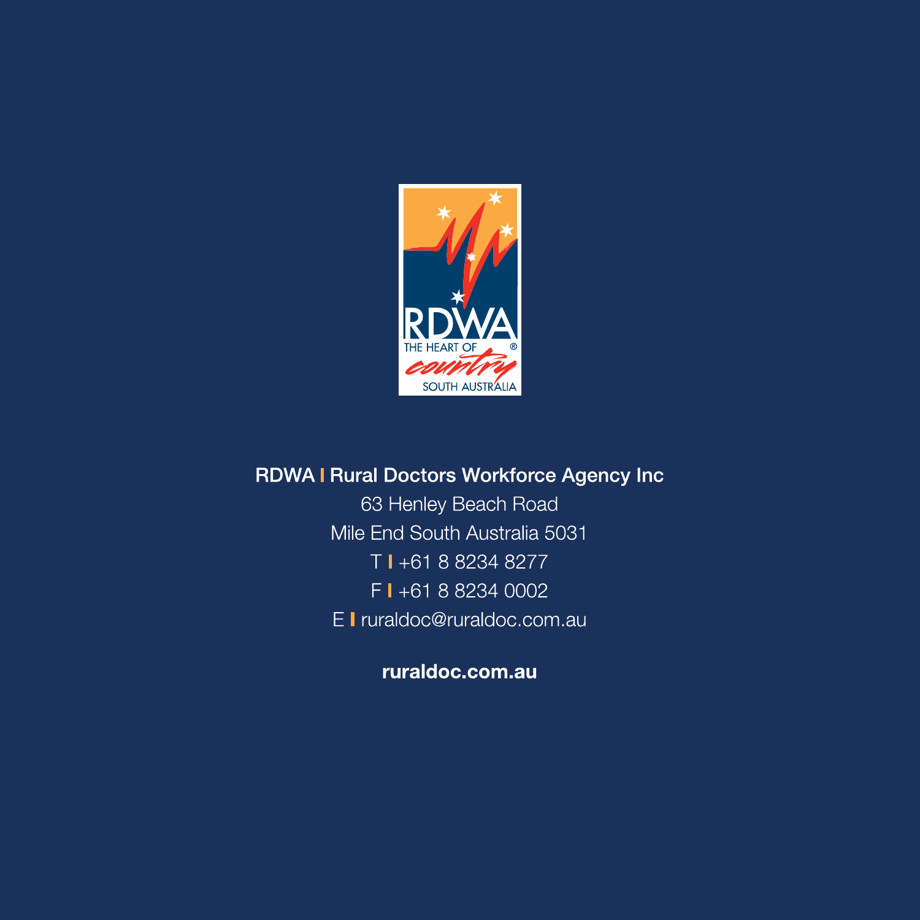**RDWA | Rural Doctors Workforce Agency Inc**

63 Henley Beach Road

Mile End South Australia 5031

T | +61 8 8234 8277

F | +61 8 8234 0002

E | ruraldoc@ruraldoc.com.au

**ruraldoc.com.au**